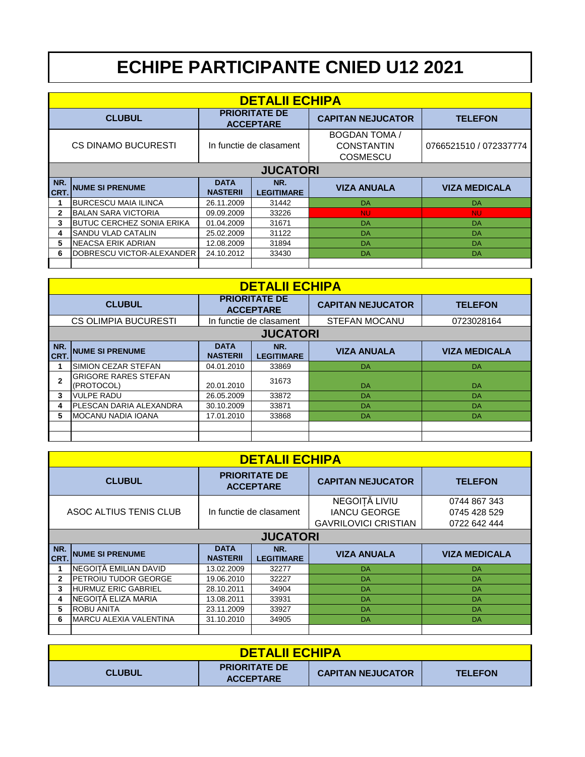# ECHIPE PARTICIPANTE CNIED U12 2021

| DETALII ECHIPA | | | |
|---|---|---|---|
| **CLUBUL** | **PRIORITATE DE ACCEPTARE** | **CAPITAN NEJUCATOR** | **TELEFON** |
| CS DINAMO BUCURESTI | In functie de clasament | BOGDAN TOMA / CONSTANTIN COSMESCU | 0766521510 / 072337774 |

**JUCATORI**

| NR. CRT. | NUME SI PRENUME | DATA NASTERII | NR. LEGITIMARE | VIZA ANUALA | VIZA MEDICALA |
|---|---|---|---|---|---|
| 1 | BURCESCU MAIA ILINCA | 26.11.2009 | 31442 | DA | DA |
| 2 | BALAN SARA VICTORIA | 09.09.2009 | 33226 | NU | NU |
| 3 | BUTUC CERCHEZ SONIA ERIKA | 01.04.2009 | 31671 | DA | DA |
| 4 | SANDU VLAD CATALIN | 25.02.2009 | 31122 | DA | DA |
| 5 | NEACSA ERIK ADRIAN | 12.08.2009 | 31894 | DA | DA |
| 6 | DOBRESCU VICTOR-ALEXANDER | 24.10.2012 | 33430 | DA | DA |
| | | | | | |

| DETALII ECHIPA | | | |
|---|---|---|---|
| **CLUBUL** | **PRIORITATE DE ACCEPTARE** | **CAPITAN NEJUCATOR** | **TELEFON** |
| CS OLIMPIA BUCURESTI | In functie de clasament | STEFAN MOCANU | 0723028164 |

**JUCATORI**

| NR. CRT. | NUME SI PRENUME | DATA NASTERII | NR. LEGITIMARE | VIZA ANUALA | VIZA MEDICALA |
|---|---|---|---|---|---|
| 1 | SIMION CEZAR STEFAN | 04.01.2010 | 33869 | DA | DA |
| 2 | GRIGORE RARES STEFAN (PROTOCOL) | 20.01.2010 | 31673 | DA | DA |
| 3 | VULPE RADU | 26.05.2009 | 33872 | DA | DA |
| 4 | PLESCAN DARIA ALEXANDRA | 30.10.2009 | 33871 | DA | DA |
| 5 | MOCANU NADIA IOANA | 17.01.2010 | 33868 | DA | DA |
| | | | | | |
| | | | | | |

| DETALII ECHIPA | | | |
|---|---|---|---|
| **CLUBUL** | **PRIORITATE DE ACCEPTARE** | **CAPITAN NEJUCATOR** | **TELEFON** |
| ASOC ALTIUS TENIS CLUB | In functie de clasament | NEGOIȚĂ LIVIU<br>IANCU GEORGE<br>GAVRILOVICI CRISTIAN | 0744 867 343<br>0745 428 529<br>0722 642 444 |

**JUCATORI**

| NR. CRT. | NUME SI PRENUME | DATA NASTERII | NR. LEGITIMARE | VIZA ANUALA | VIZA MEDICALA |
|---|---|---|---|---|---|
| 1 | NEGOIȚĂ EMILIAN DAVID | 13.02.2009 | 32277 | DA | DA |
| 2 | PETROIU TUDOR GEORGE | 19.06.2010 | 32227 | DA | DA |
| 3 | HURMUZ ERIC GABRIEL | 28.10.2011 | 34904 | DA | DA |
| 4 | NEGOIȚĂ ELIZA MARIA | 13.08.2011 | 33931 | DA | DA |
| 5 | ROBU ANITA | 23.11.2009 | 33927 | DA | DA |
| 6 | MARCU ALEXIA VALENTINA | 31.10.2010 | 34905 | DA | DA |
| | | | | | |

| DETALII ECHIPA | | | |
|---|---|---|---|
| **CLUBUL** | **PRIORITATE DE ACCEPTARE** | **CAPITAN NEJUCATOR** | **TELEFON** |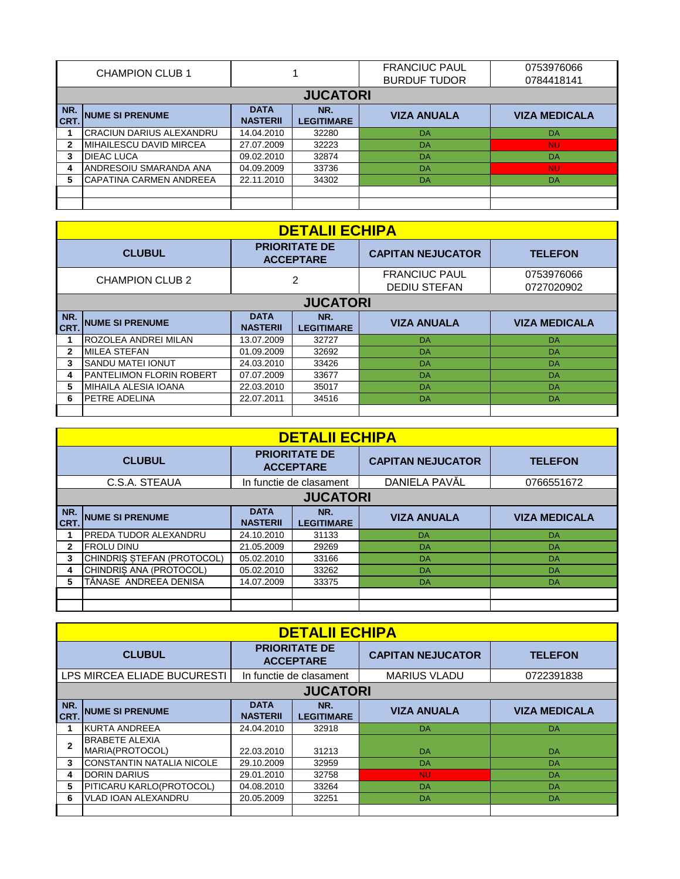| CHAMPION CLUB 1 | 1 | | FRANCIUC PAUL<br>BURDUF TUDOR | 0753976066<br>0784418141 |
|---|---|---|---|---|

**JUCATORI**

| NR. CRT. | NUME SI PRENUME | DATA NASTERII | NR. LEGITIMARE | VIZA ANUALA | VIZA MEDICALA |
|---|---|---|---|---|---|
| 1 | CRACIUN DARIUS ALEXANDRU | 14.04.2010 | 32280 | DA | DA |
| 2 | MIHAILESCU DAVID MIRCEA | 27.07.2009 | 32223 | DA | NU |
| 3 | DIEAC LUCA | 09.02.2010 | 32874 | DA | DA |
| 4 | ANDRESOIU SMARANDA ANA | 04.09.2009 | 33736 | DA | NU |
| 5 | CAPATINA CARMEN ANDREEA | 22.11.2010 | 34302 | DA | DA |
| | | | | | |
| | | | | | |

## DETALII ECHIPA

| CLUBUL | PRIORITATE DE ACCEPTARE | CAPITAN NEJUCATOR | TELEFON |
|---|---|---|---|
| CHAMPION CLUB 2 | 2 | FRANCIUC PAUL<br>DEDIU STEFAN | 0753976066<br>0727020902 |

**JUCATORI**

| NR. CRT. | NUME SI PRENUME | DATA NASTERII | NR. LEGITIMARE | VIZA ANUALA | VIZA MEDICALA |
|---|---|---|---|---|---|
| 1 | ROZOLEA ANDREI MILAN | 13.07.2009 | 32727 | DA | DA |
| 2 | MILEA STEFAN | 01.09.2009 | 32692 | DA | DA |
| 3 | SANDU MATEI IONUT | 24.03.2010 | 33426 | DA | DA |
| 4 | PANTELIMON FLORIN ROBERT | 07.07.2009 | 33677 | DA | DA |
| 5 | MIHAILA ALESIA IOANA | 22.03.2010 | 35017 | DA | DA |
| 6 | PETRE ADELINA | 22.07.2011 | 34516 | DA | DA |
| | | | | | |

## DETALII ECHIPA

| CLUBUL | PRIORITATE DE ACCEPTARE | CAPITAN NEJUCATOR | TELEFON |
|---|---|---|---|
| C.S.A. STEAUA | In functie de clasament | DANIELA PAVĂL | 0766551672 |

**JUCATORI**

| NR. CRT. | NUME SI PRENUME | DATA NASTERII | NR. LEGITIMARE | VIZA ANUALA | VIZA MEDICALA |
|---|---|---|---|---|---|
| 1 | PREDA TUDOR ALEXANDRU | 24.10.2010 | 31133 | DA | DA |
| 2 | FROLU DINU | 21.05.2009 | 29269 | DA | DA |
| 3 | CHINDRIȘ ȘTEFAN (PROTOCOL) | 05.02.2010 | 33166 | DA | DA |
| 4 | CHINDRIȘ ANA (PROTOCOL) | 05.02.2010 | 33262 | DA | DA |
| 5 | TĂNASE ANDREEA DENISA | 14.07.2009 | 33375 | DA | DA |
| | | | | | |
| | | | | | |

## DETALII ECHIPA

| CLUBUL | PRIORITATE DE ACCEPTARE | CAPITAN NEJUCATOR | TELEFON |
|---|---|---|---|
| LPS MIRCEA ELIADE BUCURESTI | In functie de clasament | MARIUS VLADU | 0722391838 |

**JUCATORI**

| NR. CRT. | NUME SI PRENUME | DATA NASTERII | NR. LEGITIMARE | VIZA ANUALA | VIZA MEDICALA |
|---|---|---|---|---|---|
| 1 | KURTA ANDREEA | 24.04.2010 | 32918 | DA | DA |
| 2 | BRABETE ALEXIA MARIA(PROTOCOL) | 22.03.2010 | 31213 | DA | DA |
| 3 | CONSTANTIN NATALIA NICOLE | 29.10.2009 | 32959 | DA | DA |
| 4 | DORIN DARIUS | 29.01.2010 | 32758 | NU | DA |
| 5 | PITICARU KARLO(PROTOCOL) | 04.08.2010 | 33264 | DA | DA |
| 6 | VLAD IOAN ALEXANDRU | 20.05.2009 | 32251 | DA | DA |
| | | | | | |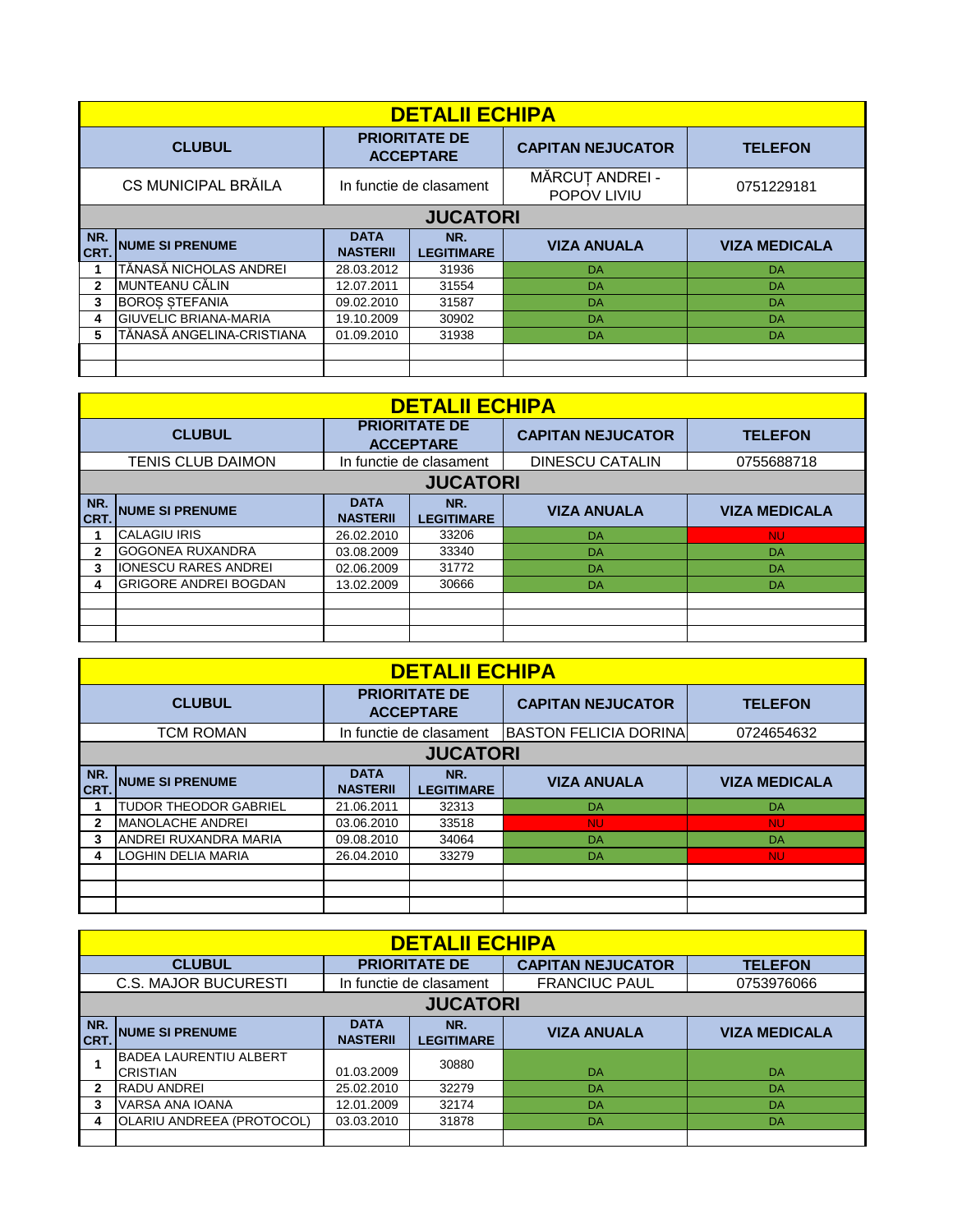| DETALII ECHIPA | | | | | |
|---|---|---|---|---|---|
| CLUBUL | | PRIORITATE DE ACCEPTARE | | CAPITAN NEJUCATOR | TELEFON |
| CS MUNICIPAL BRĂILA | | In functie de clasament | | MĂRCUȚ ANDREI - POPOV LIVIU | 0751229181 |
| JUCATORI | | | | | |
| NR. CRT. | NUME SI PRENUME | DATA NASTERII | NR. LEGITIMARE | VIZA ANUALA | VIZA MEDICALA |
| 1 | TĂNASĂ NICHOLAS ANDREI | 28.03.2012 | 31936 | DA | DA |
| 2 | MUNTEANU CĂLIN | 12.07.2011 | 31554 | DA | DA |
| 3 | BOROȘ ȘTEFANIA | 09.02.2010 | 31587 | DA | DA |
| 4 | GIUVELIC BRIANA-MARIA | 19.10.2009 | 30902 | DA | DA |
| 5 | TĂNASĂ ANGELINA-CRISTIANA | 01.09.2010 | 31938 | DA | DA |
| | | | | | |
| | | | | | |

| DETALII ECHIPA | | | | | |
|---|---|---|---|---|---|
| CLUBUL | | PRIORITATE DE ACCEPTARE | | CAPITAN NEJUCATOR | TELEFON |
| TENIS CLUB DAIMON | | In functie de clasament | | DINESCU CATALIN | 0755688718 |
| JUCATORI | | | | | |
| NR. CRT. | NUME SI PRENUME | DATA NASTERII | NR. LEGITIMARE | VIZA ANUALA | VIZA MEDICALA |
| 1 | CALAGIU IRIS | 26.02.2010 | 33206 | DA | NU |
| 2 | GOGONEA RUXANDRA | 03.08.2009 | 33340 | DA | DA |
| 3 | IONESCU RARES ANDREI | 02.06.2009 | 31772 | DA | DA |
| 4 | GRIGORE ANDREI BOGDAN | 13.02.2009 | 30666 | DA | DA |
| | | | | | |
| | | | | | |
| | | | | | |

| DETALII ECHIPA | | | | | |
|---|---|---|---|---|---|
| CLUBUL | | PRIORITATE DE ACCEPTARE | | CAPITAN NEJUCATOR | TELEFON |
| TCM ROMAN | | In functie de clasament | | BASTON FELICIA DORINA | 0724654632 |
| JUCATORI | | | | | |
| NR. CRT. | NUME SI PRENUME | DATA NASTERII | NR. LEGITIMARE | VIZA ANUALA | VIZA MEDICALA |
| 1 | TUDOR THEODOR GABRIEL | 21.06.2011 | 32313 | DA | DA |
| 2 | MANOLACHE ANDREI | 03.06.2010 | 33518 | NU | NU |
| 3 | ANDREI RUXANDRA MARIA | 09.08.2010 | 34064 | DA | DA |
| 4 | LOGHIN DELIA MARIA | 26.04.2010 | 33279 | DA | NU |
| | | | | | |
| | | | | | |
| | | | | | |

| DETALII ECHIPA | | | | | |
|---|---|---|---|---|---|
| CLUBUL | | PRIORITATE DE | | CAPITAN NEJUCATOR | TELEFON |
| C.S. MAJOR BUCURESTI | | In functie de clasament | | FRANCIUC PAUL | 0753976066 |
| JUCATORI | | | | | |
| NR. CRT. | NUME SI PRENUME | DATA NASTERII | NR. LEGITIMARE | VIZA ANUALA | VIZA MEDICALA |
| 1 | BADEA LAURENTIU ALBERT CRISTIAN | 01.03.2009 | 30880 | DA | DA |
| 2 | RADU ANDREI | 25.02.2010 | 32279 | DA | DA |
| 3 | VARSA ANA IOANA | 12.01.2009 | 32174 | DA | DA |
| 4 | OLARIU ANDREEA (PROTOCOL) | 03.03.2010 | 31878 | DA | DA |
| | | | | | |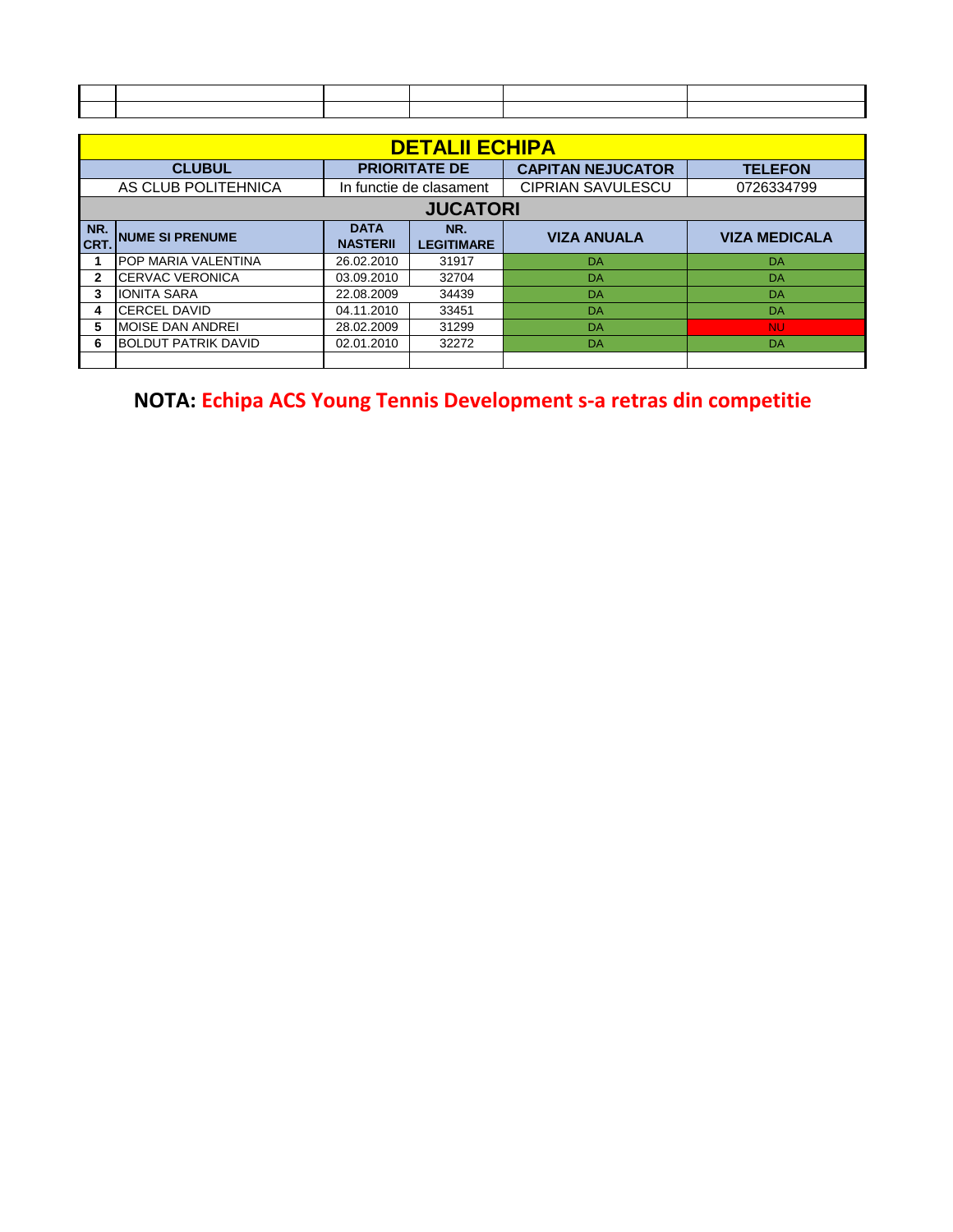| | | | | | |
|---|---|---|---|---|---|
| | | | | | |
| | | | | | |

| DETALII ECHIPA | | | | | |
|---|---|---|---|---|---|
| CLUBUL | | PRIORITATE DE | | CAPITAN NEJUCATOR | TELEFON |
| AS CLUB POLITEHNICA | | In functie de clasament | | CIPRIAN SAVULESCU | 0726334799 |
| JUCATORI | | | | | |
| NR. CRT. | NUME SI PRENUME | DATA NASTERII | NR. LEGITIMARE | VIZA ANUALA | VIZA MEDICALA |
| 1 | POP MARIA VALENTINA | 26.02.2010 | 31917 | DA | DA |
| 2 | CERVAC VERONICA | 03.09.2010 | 32704 | DA | DA |
| 3 | IONITA SARA | 22.08.2009 | 34439 | DA | DA |
| 4 | CERCEL DAVID | 04.11.2010 | 33451 | DA | DA |
| 5 | MOISE DAN ANDREI | 28.02.2009 | 31299 | DA | NU |
| 6 | BOLDUT PATRIK DAVID | 02.01.2010 | 32272 | DA | DA |
| | | | | | |

**NOTA:** Echipa ACS Young Tennis Development s-a retras din competitie